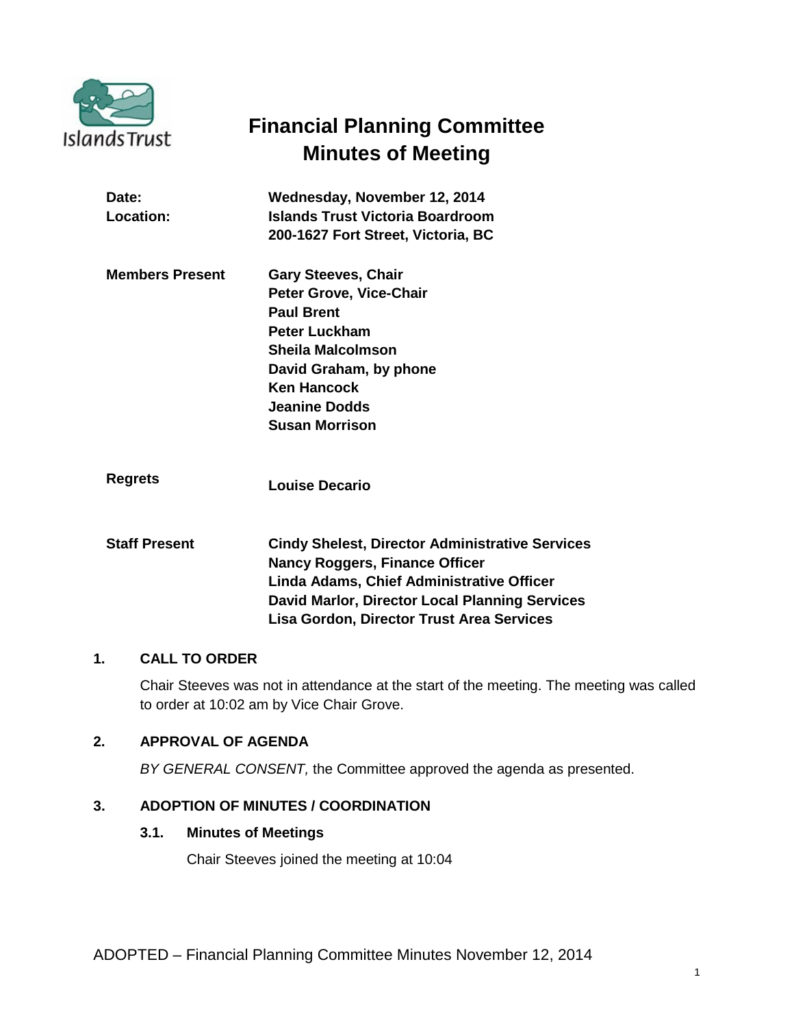# Financial Planning Committee Minutes of Meeting

| | |
|---|---|
| **Date:** | **Wednesday, November 12, 2014** |
| **Location:** | **Islands Trust Victoria Boardroom**<br>**200-1627 Fort Street, Victoria, BC** |
| **Members Present** | **Gary Steeves, Chair**<br>**Peter Grove, Vice-Chair**<br>**Paul Brent**<br>**Peter Luckham**<br>**Sheila Malcolmson**<br>**David Graham, by phone**<br>**Ken Hancock**<br>**Jeanine Dodds**<br>**Susan Morrison** |
| **Regrets** | **Louise Decario** |
| **Staff Present** | **Cindy Shelest, Director Administrative Services**<br>**Nancy Roggers, Finance Officer**<br>**Linda Adams, Chief Administrative Officer**<br>**David Marlor, Director Local Planning Services**<br>**Lisa Gordon, Director Trust Area Services** |

## 1. CALL TO ORDER

Chair Steeves was not in attendance at the start of the meeting. The meeting was called to order at 10:02 am by Vice Chair Grove.

## 2. APPROVAL OF AGENDA

*BY GENERAL CONSENT,* the Committee approved the agenda as presented.

## 3. ADOPTION OF MINUTES / COORDINATION

### 3.1. Minutes of Meetings

Chair Steeves joined the meeting at 10:04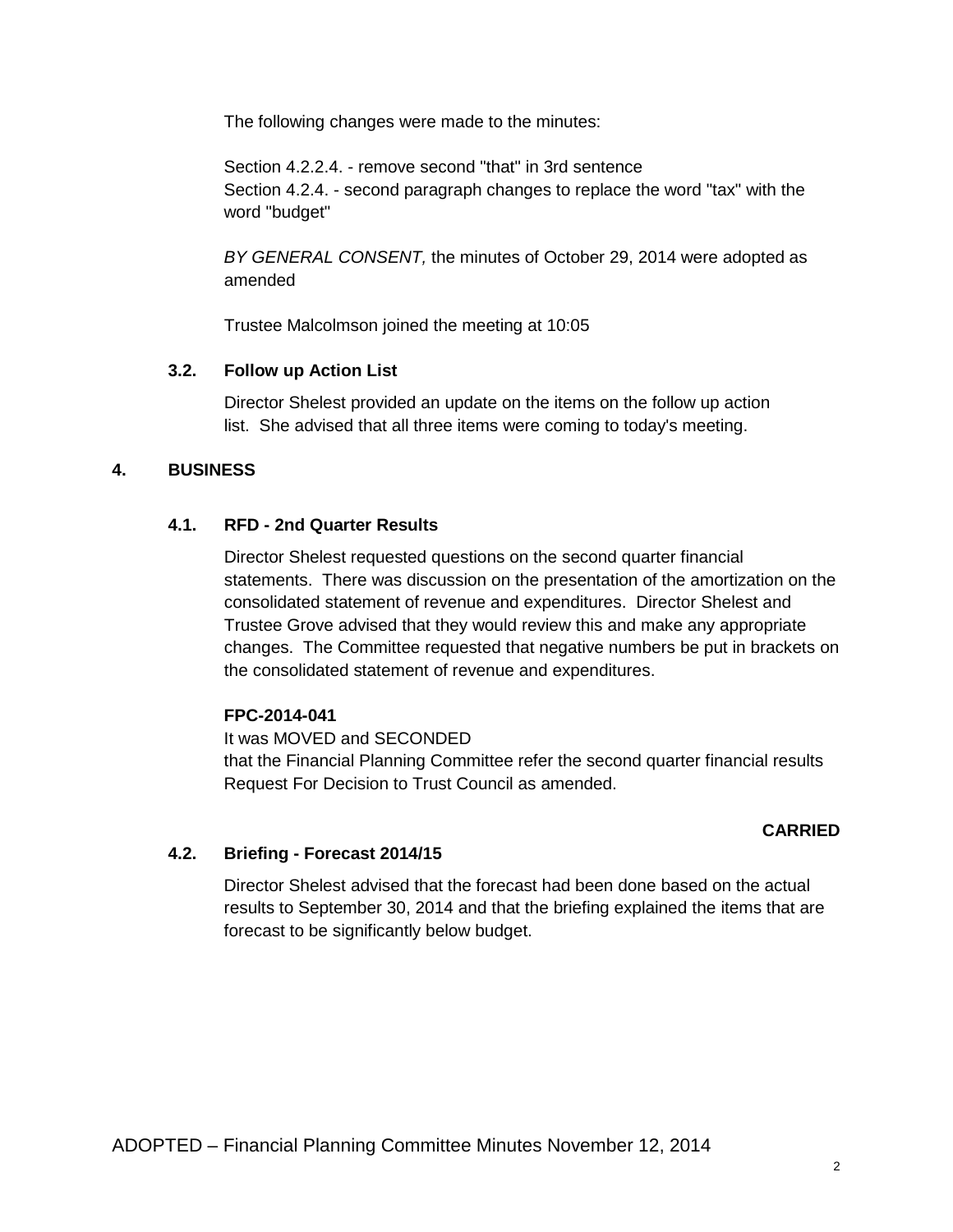The following changes were made to the minutes:

Section 4.2.2.4. - remove second "that" in 3rd sentence
Section 4.2.4. - second paragraph changes to replace the word "tax" with the word "budget"

*BY GENERAL CONSENT,* the minutes of October 29, 2014 were adopted as amended

Trustee Malcolmson joined the meeting at 10:05

### 3.2. Follow up Action List

Director Shelest provided an update on the items on the follow up action list. She advised that all three items were coming to today's meeting.

## 4. BUSINESS

### 4.1. RFD - 2nd Quarter Results

Director Shelest requested questions on the second quarter financial statements. There was discussion on the presentation of the amortization on the consolidated statement of revenue and expenditures. Director Shelest and Trustee Grove advised that they would review this and make any appropriate changes. The Committee requested that negative numbers be put in brackets on the consolidated statement of revenue and expenditures.

**FPC-2014-041**
It was MOVED and SECONDED
that the Financial Planning Committee refer the second quarter financial results Request For Decision to Trust Council as amended.

**CARRIED**

### 4.2. Briefing - Forecast 2014/15

Director Shelest advised that the forecast had been done based on the actual results to September 30, 2014 and that the briefing explained the items that are forecast to be significantly below budget.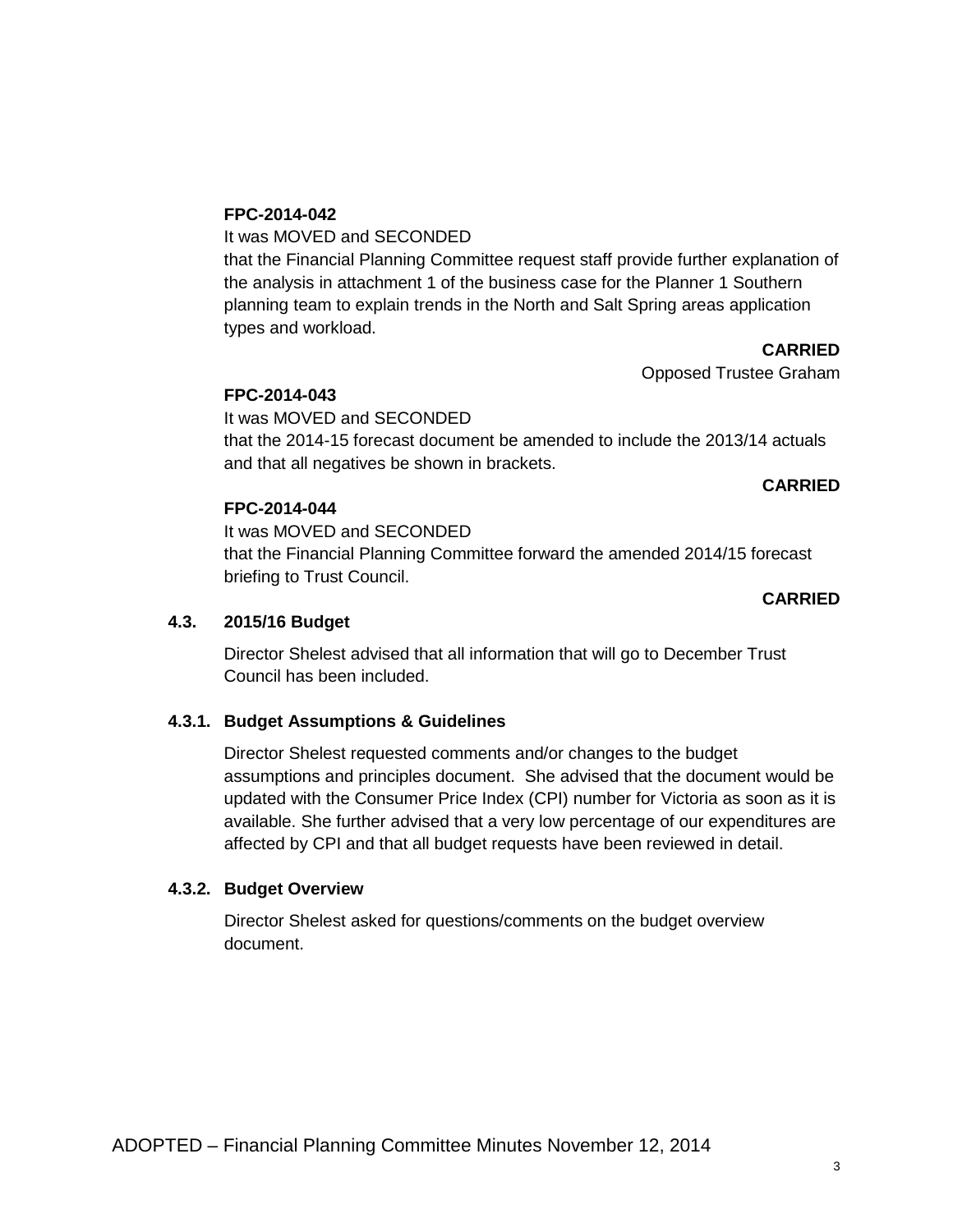**FPC-2014-042**

It was MOVED and SECONDED

that the Financial Planning Committee request staff provide further explanation of the analysis in attachment 1 of the business case for the Planner 1 Southern planning team to explain trends in the North and Salt Spring areas application types and workload.

**CARRIED**

Opposed Trustee Graham

**FPC-2014-043**

It was MOVED and SECONDED

that the 2014-15 forecast document be amended to include the 2013/14 actuals and that all negatives be shown in brackets.

**CARRIED**

**FPC-2014-044**

It was MOVED and SECONDED

that the Financial Planning Committee forward the amended 2014/15 forecast briefing to Trust Council.

**CARRIED**

### 4.3. 2015/16 Budget

Director Shelest advised that all information that will go to December Trust Council has been included.

#### 4.3.1. Budget Assumptions & Guidelines

Director Shelest requested comments and/or changes to the budget assumptions and principles document. She advised that the document would be updated with the Consumer Price Index (CPI) number for Victoria as soon as it is available. She further advised that a very low percentage of our expenditures are affected by CPI and that all budget requests have been reviewed in detail.

#### 4.3.2. Budget Overview

Director Shelest asked for questions/comments on the budget overview document.

ADOPTED – Financial Planning Committee Minutes November 12, 2014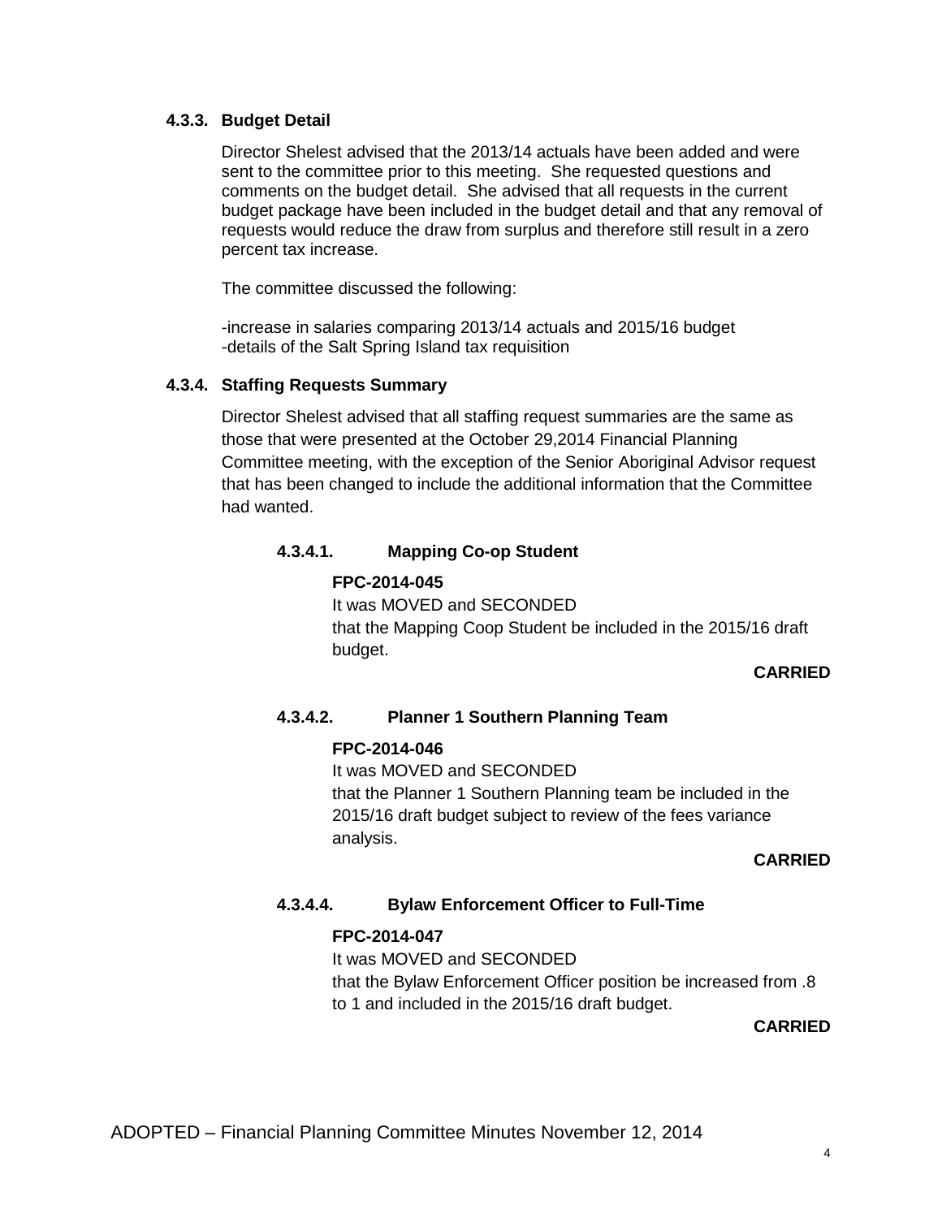#### 4.3.3. Budget Detail

Director Shelest advised that the 2013/14 actuals have been added and were sent to the committee prior to this meeting. She requested questions and comments on the budget detail. She advised that all requests in the current budget package have been included in the budget detail and that any removal of requests would reduce the draw from surplus and therefore still result in a zero percent tax increase.

The committee discussed the following:

-increase in salaries comparing 2013/14 actuals and 2015/16 budget
-details of the Salt Spring Island tax requisition

#### 4.3.4. Staffing Requests Summary

Director Shelest advised that all staffing request summaries are the same as those that were presented at the October 29,2014 Financial Planning Committee meeting, with the exception of the Senior Aboriginal Advisor request that has been changed to include the additional information that the Committee had wanted.

##### 4.3.4.1. Mapping Co-op Student

**FPC-2014-045**
It was MOVED and SECONDED
that the Mapping Coop Student be included in the 2015/16 draft budget.

**CARRIED**

##### 4.3.4.2. Planner 1 Southern Planning Team

**FPC-2014-046**
It was MOVED and SECONDED
that the Planner 1 Southern Planning team be included in the 2015/16 draft budget subject to review of the fees variance analysis.

**CARRIED**

##### 4.3.4.4. Bylaw Enforcement Officer to Full-Time

**FPC-2014-047**
It was MOVED and SECONDED
that the Bylaw Enforcement Officer position be increased from .8 to 1 and included in the 2015/16 draft budget.

**CARRIED**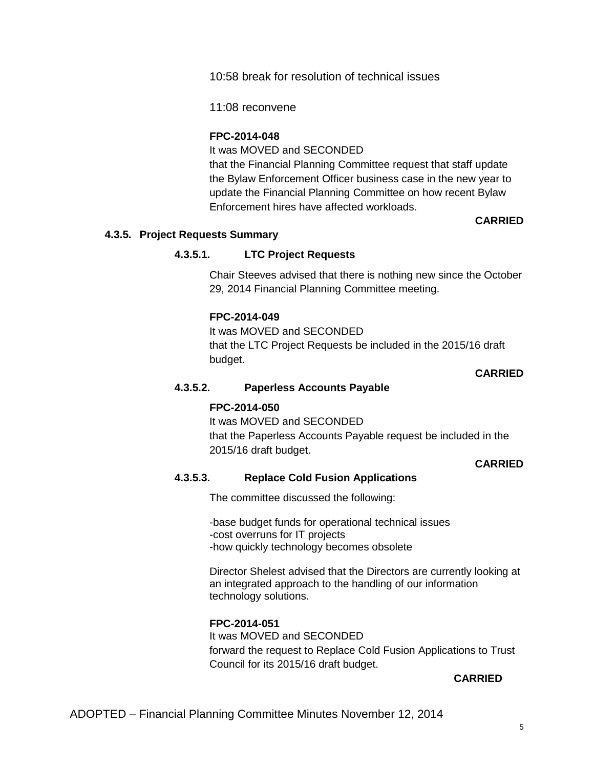10:58 break for resolution of technical issues

11:08 reconvene

**FPC-2014-048**
It was MOVED and SECONDED
that the Financial Planning Committee request that staff update the Bylaw Enforcement Officer business case in the new year to update the Financial Planning Committee on how recent Bylaw Enforcement hires have affected workloads.

**CARRIED**

### 4.3.5. Project Requests Summary

#### 4.3.5.1. LTC Project Requests

Chair Steeves advised that there is nothing new since the October 29, 2014 Financial Planning Committee meeting.

**FPC-2014-049**
It was MOVED and SECONDED
that the LTC Project Requests be included in the 2015/16 draft budget.

**CARRIED**

#### 4.3.5.2. Paperless Accounts Payable

**FPC-2014-050**
It was MOVED and SECONDED
that the Paperless Accounts Payable request be included in the 2015/16 draft budget.

**CARRIED**

#### 4.3.5.3. Replace Cold Fusion Applications

The committee discussed the following:

-base budget funds for operational technical issues
-cost overruns for IT projects
-how quickly technology becomes obsolete

Director Shelest advised that the Directors are currently looking at an integrated approach to the handling of our information technology solutions.

**FPC-2014-051**
It was MOVED and SECONDED
forward the request to Replace Cold Fusion Applications to Trust Council for its 2015/16 draft budget.

**CARRIED**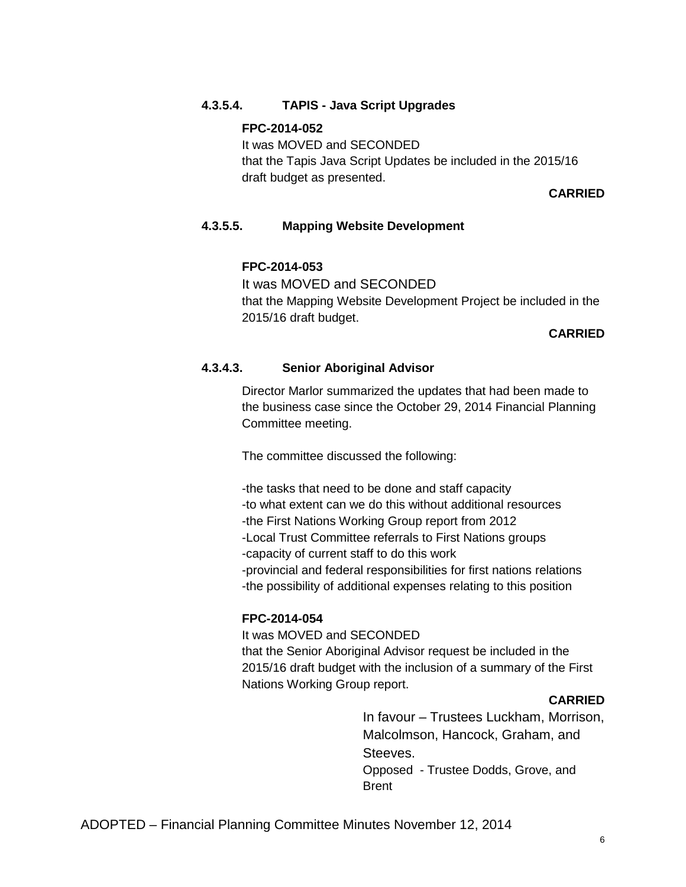#### 4.3.5.4. TAPIS - Java Script Upgrades

**FPC-2014-052**
It was MOVED and SECONDED
that the Tapis Java Script Updates be included in the 2015/16 draft budget as presented.

**CARRIED**

#### 4.3.5.5. Mapping Website Development

**FPC-2014-053**
It was MOVED and SECONDED
that the Mapping Website Development Project be included in the 2015/16 draft budget.

**CARRIED**

#### 4.3.4.3. Senior Aboriginal Advisor

Director Marlor summarized the updates that had been made to the business case since the October 29, 2014 Financial Planning Committee meeting.

The committee discussed the following:

-the tasks that need to be done and staff capacity
-to what extent can we do this without additional resources
-the First Nations Working Group report from 2012
-Local Trust Committee referrals to First Nations groups
-capacity of current staff to do this work
-provincial and federal responsibilities for first nations relations
-the possibility of additional expenses relating to this position

**FPC-2014-054**
It was MOVED and SECONDED
that the Senior Aboriginal Advisor request be included in the 2015/16 draft budget with the inclusion of a summary of the First Nations Working Group report.

**CARRIED**

In favour – Trustees Luckham, Morrison, Malcolmson, Hancock, Graham, and Steeves.
Opposed - Trustee Dodds, Grove, and Brent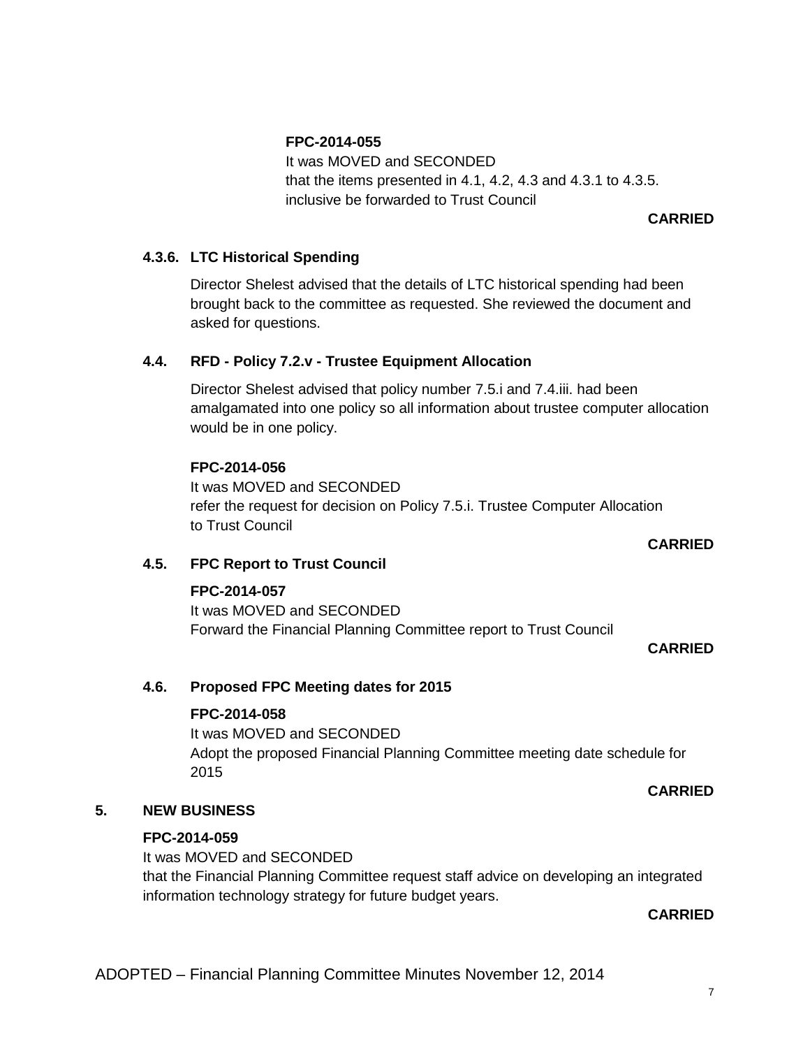**FPC-2014-055**
It was MOVED and SECONDED
that the items presented in 4.1, 4.2, 4.3 and 4.3.1 to 4.3.5. inclusive be forwarded to Trust Council

**CARRIED**

### 4.3.6. LTC Historical Spending

Director Shelest advised that the details of LTC historical spending had been brought back to the committee as requested. She reviewed the document and asked for questions.

### 4.4. RFD - Policy 7.2.v - Trustee Equipment Allocation

Director Shelest advised that policy number 7.5.i and 7.4.iii. had been amalgamated into one policy so all information about trustee computer allocation would be in one policy.

**FPC-2014-056**
It was MOVED and SECONDED
refer the request for decision on Policy 7.5.i. Trustee Computer Allocation to Trust Council

**CARRIED**

### 4.5. FPC Report to Trust Council

**FPC-2014-057**
It was MOVED and SECONDED
Forward the Financial Planning Committee report to Trust Council

**CARRIED**

### 4.6. Proposed FPC Meeting dates for 2015

**FPC-2014-058**
It was MOVED and SECONDED
Adopt the proposed Financial Planning Committee meeting date schedule for 2015

**CARRIED**

## 5. NEW BUSINESS

**FPC-2014-059**
It was MOVED and SECONDED
that the Financial Planning Committee request staff advice on developing an integrated information technology strategy for future budget years.

**CARRIED**

ADOPTED – Financial Planning Committee Minutes November 12, 2014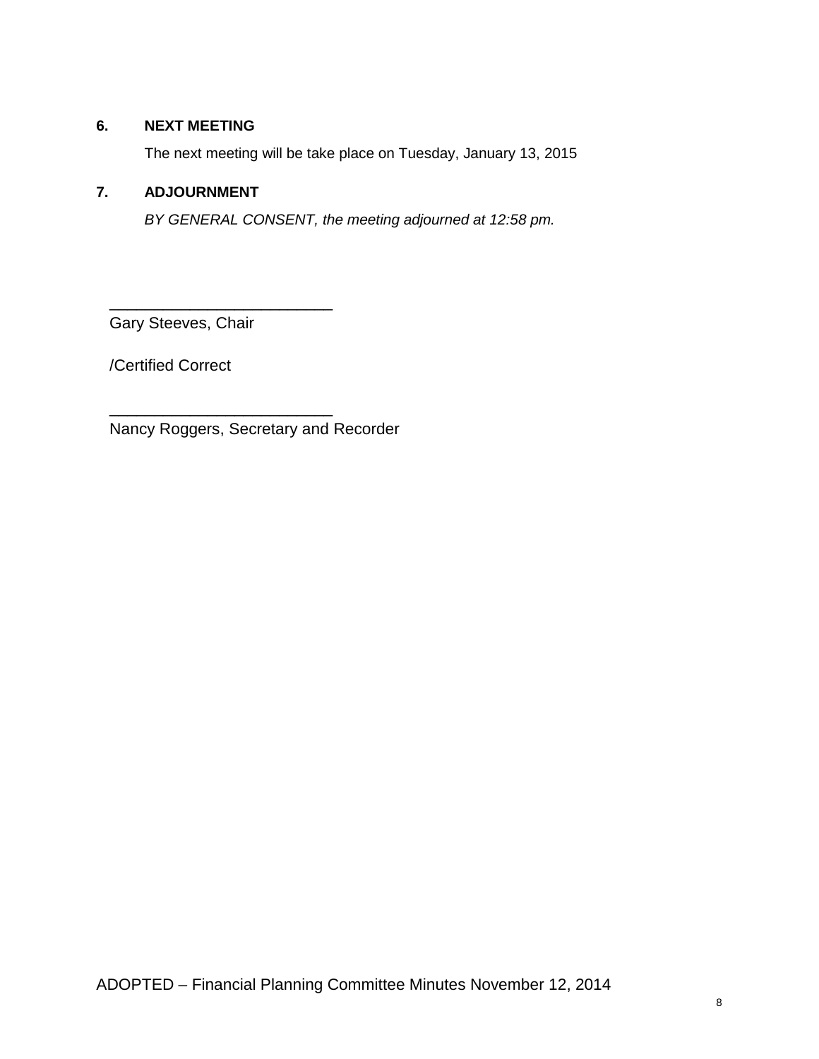**6. NEXT MEETING**

The next meeting will be take place on Tuesday, January 13, 2015

**7. ADJOURNMENT**

*BY GENERAL CONSENT, the meeting adjourned at 12:58 pm.*

_________________________
Gary Steeves, Chair

/Certified Correct

_________________________
Nancy Roggers, Secretary and Recorder

ADOPTED – Financial Planning Committee Minutes November 12, 2014